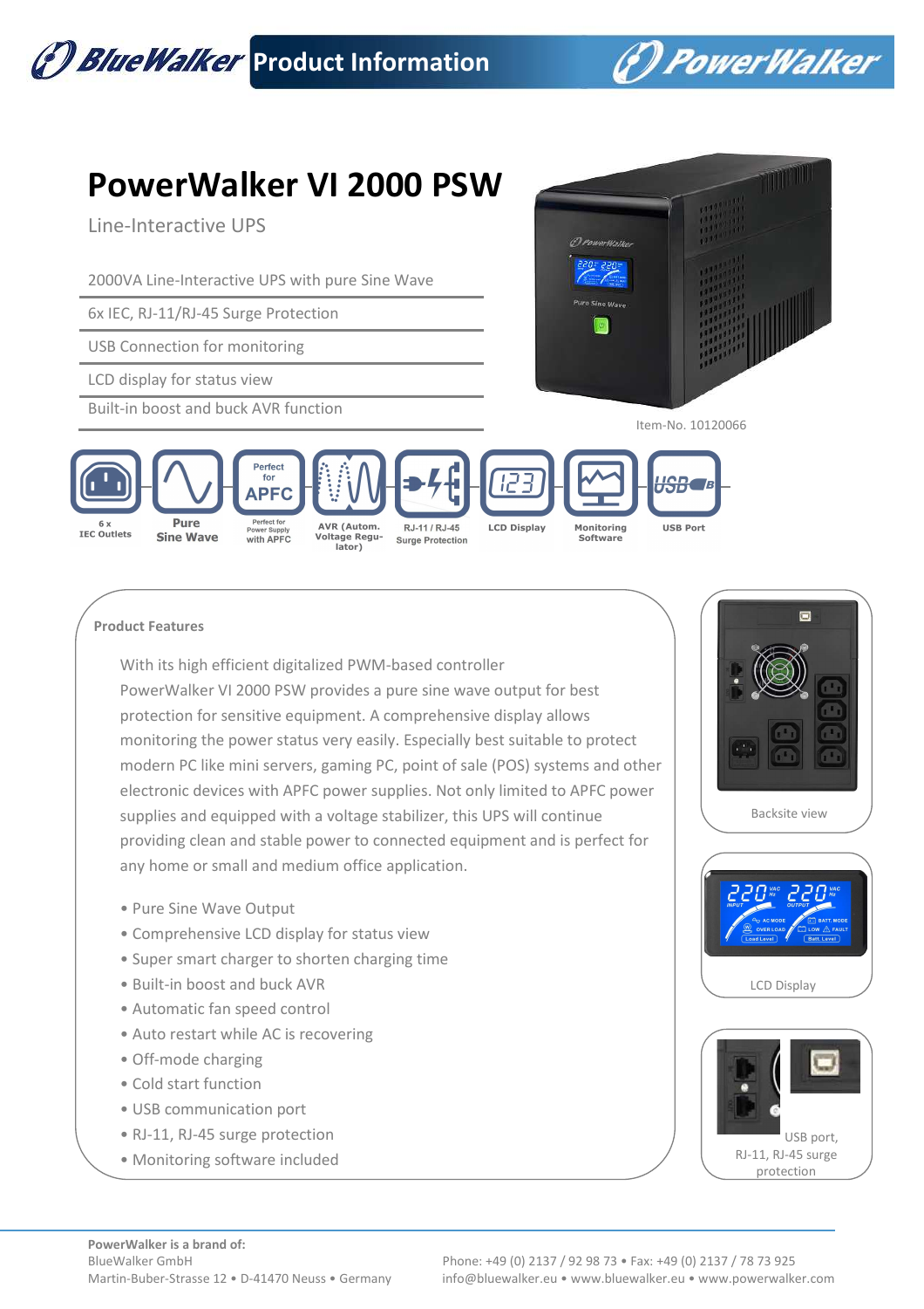# PowerWalker VI 2000 PSW

Line-Interactive UPS

- 2000VA Line-Interactive UPS with pure Sine Wave
- 6x IEC, RJ-11/RJ-45 Surge Protection
- USB Connection for monitoring
- LCD display for status view
- Built-in boost and buck AVR function

Item-No. 10120066

6 x IEC Outlets | Pure Sine Wave | Perfect for APFC – Perfect for Power Supply with APFC | AVR (Autom. Voltage Regulator) | RJ-11 / RJ-45 Surge Protection | LCD Display | Monitoring Software | USB Port

## Product Features

With its high efficient digitalized PWM-based controller PowerWalker VI 2000 PSW provides a pure sine wave output for best protection for sensitive equipment. A comprehensive display allows monitoring the power status very easily. Especially best suitable to protect modern PC like mini servers, gaming PC, point of sale (POS) systems and other electronic devices with APFC power supplies. Not only limited to APFC power supplies and equipped with a voltage stabilizer, this UPS will continue providing clean and stable power to connected equipment and is perfect for any home or small and medium office application.

- Pure Sine Wave Output
- Comprehensive LCD display for status view
- Super smart charger to shorten charging time
- Built-in boost and buck AVR
- Automatic fan speed control
- Auto restart while AC is recovering
- Off-mode charging
- Cold start function
- USB communication port
- RJ-11, RJ-45 surge protection
- Monitoring software included

Backsite view

LCD Display

USB port, RJ-11, RJ-45 surge protection

**PowerWalker is a brand of:**
BlueWalker GmbH
Martin-Buber-Strasse 12 • D-41470 Neuss • Germany

Phone: +49 (0) 2137 / 92 98 73 • Fax: +49 (0) 2137 / 78 73 925
info@bluewalker.eu • www.bluewalker.eu • www.powerwalker.com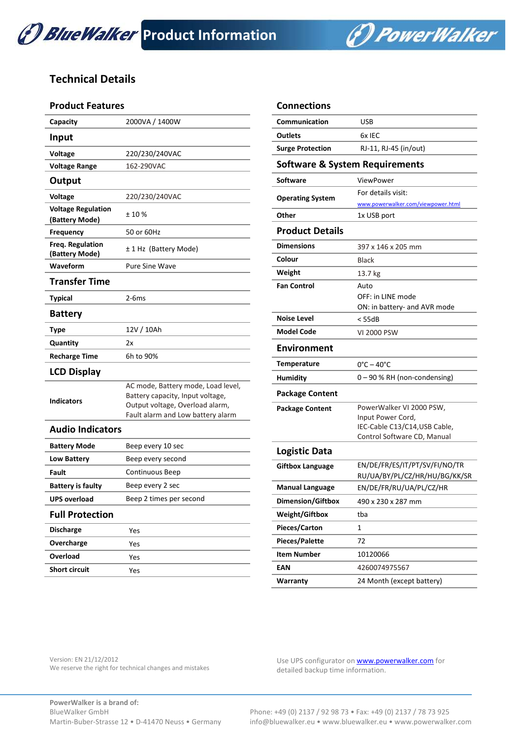# Product Information

## Technical Details

### Product Features

| | |
|---|---|
| **Capacity** | 2000VA / 1400W |

### Input

| | |
|---|---|
| **Voltage** | 220/230/240VAC |
| **Voltage Range** | 162-290VAC |

### Output

| | |
|---|---|
| **Voltage** | 220/230/240VAC |
| **Voltage Regulation (Battery Mode)** | ± 10 % |
| **Frequency** | 50 or 60Hz |
| **Freq. Regulation (Battery Mode)** | ± 1 Hz (Battery Mode) |
| **Waveform** | Pure Sine Wave |

### Transfer Time

| | |
|---|---|
| **Typical** | 2-6ms |

### Battery

| | |
|---|---|
| **Type** | 12V / 10Ah |
| **Quantity** | 2x |
| **Recharge Time** | 6h to 90% |

### LCD Display

| | |
|---|---|
| **Indicators** | AC mode, Battery mode, Load level, Battery capacity, Input voltage, Output voltage, Overload alarm, Fault alarm and Low battery alarm |

### Audio Indicators

| | |
|---|---|
| **Battery Mode** | Beep every 10 sec |
| **Low Battery** | Beep every second |
| **Fault** | Continuous Beep |
| **Battery is faulty** | Beep every 2 sec |
| **UPS overload** | Beep 2 times per second |

### Full Protection

| | |
|---|---|
| **Discharge** | Yes |
| **Overcharge** | Yes |
| **Overload** | Yes |
| **Short circuit** | Yes |

### Connections

| | |
|---|---|
| **Communication** | USB |
| **Outlets** | 6x IEC |
| **Surge Protection** | RJ-11, RJ-45 (in/out) |

### Software & System Requirements

| | |
|---|---|
| **Software** | ViewPower |
| **Operating System** | For details visit: www.powerwalker.com/viewpower.html |
| **Other** | 1x USB port |

### Product Details

| | |
|---|---|
| **Dimensions** | 397 x 146 x 205 mm |
| **Colour** | Black |
| **Weight** | 13.7 kg |
| **Fan Control** | Auto<br>OFF: in LINE mode<br>ON: in battery- and AVR mode |
| **Noise Level** | < 55dB |
| **Model Code** | VI 2000 PSW |

### Environment

| | |
|---|---|
| **Temperature** | 0°C – 40°C |
| **Humidity** | 0 – 90 % RH (non-condensing) |

### Package Content

| | |
|---|---|
| **Package Content** | PowerWalker VI 2000 PSW, Input Power Cord, IEC-Cable C13/C14,USB Cable, Control Software CD, Manual |

### Logistic Data

| | |
|---|---|
| **Giftbox Language** | EN/DE/FR/ES/IT/PT/SV/FI/NO/TR RU/UA/BY/PL/CZ/HR/HU/BG/KK/SR |
| **Manual Language** | EN/DE/FR/RU/UA/PL/CZ/HR |
| **Dimension/Giftbox** | 490 x 230 x 287 mm |
| **Weight/Giftbox** | tba |
| **Pieces/Carton** | 1 |
| **Pieces/Palette** | 72 |
| **Item Number** | 10120066 |
| **EAN** | 4260074975567 |
| **Warranty** | 24 Month (except battery) |

Version: EN 21/12/2012
We reserve the right for technical changes and mistakes

Use UPS configurator on www.powerwalker.com for detailed backup time information.

**PowerWalker is a brand of:**
BlueWalker GmbH
Martin-Buber-Strasse 12 • D-41470 Neuss • Germany

Phone: +49 (0) 2137 / 92 98 73 • Fax: +49 (0) 2137 / 78 73 925
info@bluewalker.eu • www.bluewalker.eu • www.powerwalker.com